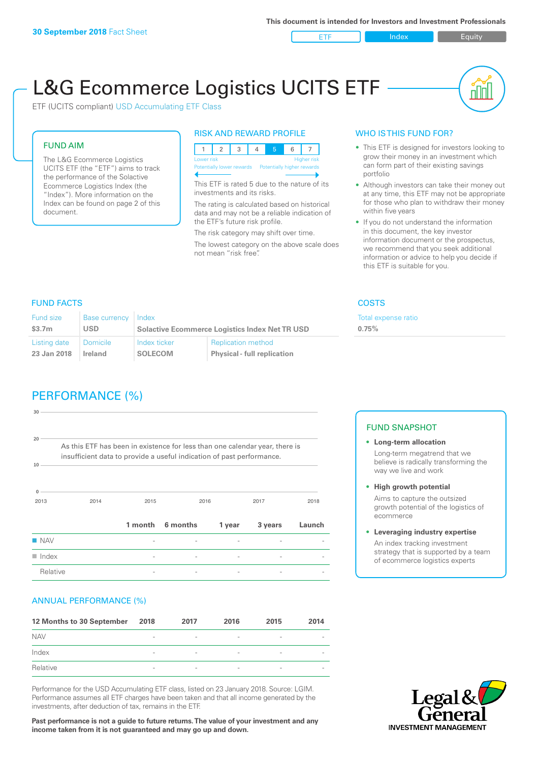30 September 2018 Fact Sheet

This document is intended for Investors and Investment Professionals

ETF | Index | Equity

# L&G Ecommerce Logistics UCITS ETF

ETF (UCITS compliant) USD Accumulating ETF Class

## FUND AIM

The L&G Ecommerce Logistics UCITS ETF (the "ETF") aims to track the performance of the Solactive Ecommerce Logistics Index (the "Index"). More information on the Index can be found on page 2 of this document.

## RISK AND REWARD PROFILE

| 1 | 2 | 3 | 4 | 5 | 6 | 7 |
|---|---|---|---|---|---|---|

Lower risk — Higher risk

Potentially lower rewards — Potentially higher rewards

This ETF is rated 5 due to the nature of its investments and its risks.

The rating is calculated based on historical data and may not be a reliable indication of the ETF's future risk profile.

The risk category may shift over time.

The lowest category on the above scale does not mean "risk free".

## WHO IS THIS FUND FOR?

- This ETF is designed for investors looking to grow their money in an investment which can form part of their existing savings portfolio
- Although investors can take their money out at any time, this ETF may not be appropriate for those who plan to withdraw their money within five years
- If you do not understand the information in this document, the key investor information document or the prospectus, we recommend that you seek additional information or advice to help you decide if this ETF is suitable for you.

## FUND FACTS

| Fund size | Base currency | Index | |
|---|---|---|---|
| $3.7m | USD | Solactive Ecommerce Logistics Index Net TR USD | |
| Listing date | Domicile | Index ticker | Replication method |
| 23 Jan 2018 | Ireland | SOLECOM | Physical - full replication |

## COSTS

| Total expense ratio |
|---|
| 0.75% |

## PERFORMANCE (%)

As this ETF has been in existence for less than one calendar year, there is insufficient data to provide a useful indication of past performance.

| | 1 month | 6 months | 1 year | 3 years | Launch |
|---|---|---|---|---|---|
| NAV | - | - | - | - | - |
| Index | - | - | - | - | - |
| Relative | - | - | - | - | - |

## FUND SNAPSHOT

- **Long-term allocation**
  Long-term megatrend that we believe is radically transforming the way we live and work
- **High growth potential**
  Aims to capture the outsized growth potential of the logistics of ecommerce
- **Leveraging industry expertise**
  An index tracking investment strategy that is supported by a team of ecommerce logistics experts

## ANNUAL PERFORMANCE (%)

| 12 Months to 30 September | 2018 | 2017 | 2016 | 2015 | 2014 |
|---|---|---|---|---|---|
| NAV | - | - | - | - | - |
| Index | - | - | - | - | - |
| Relative | - | - | - | - | - |

Performance for the USD Accumulating ETF class, listed on 23 January 2018. Source: LGIM. Performance assumes all ETF charges have been taken and that all income generated by the investments, after deduction of tax, remains in the ETF.

**Past performance is not a guide to future returns. The value of your investment and any income taken from it is not guaranteed and may go up and down.**

Legal & General INVESTMENT MANAGEMENT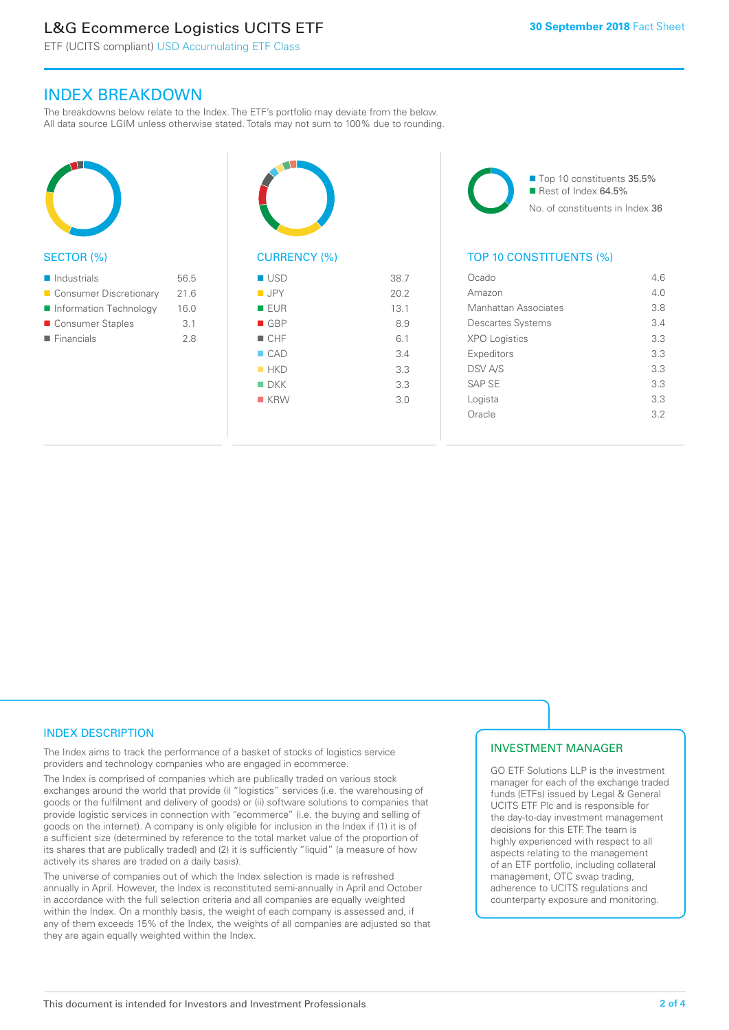## INDEX BREAKDOWN

The breakdowns below relate to the Index. The ETF's portfolio may deviate from the below. All data source LGIM unless otherwise stated. Totals may not sum to 100% due to rounding.

### SECTOR (%)

| Sector | % |
|---|---|
| Industrials | 56.5 |
| Consumer Discretionary | 21.6 |
| Information Technology | 16.0 |
| Consumer Staples | 3.1 |
| Financials | 2.8 |

### CURRENCY (%)

| Currency | % |
|---|---|
| USD | 38.7 |
| JPY | 20.2 |
| EUR | 13.1 |
| GBP | 8.9 |
| CHF | 6.1 |
| CAD | 3.4 |
| HKD | 3.3 |
| DKK | 3.3 |
| KRW | 3.0 |

Top 10 constituents 35.5%
Rest of Index 64.5%
No. of constituents in Index 36

### TOP 10 CONSTITUENTS (%)

| Constituent | % |
|---|---|
| Ocado | 4.6 |
| Amazon | 4.0 |
| Manhattan Associates | 3.8 |
| Descartes Systems | 3.4 |
| XPO Logistics | 3.3 |
| Expeditors | 3.3 |
| DSV A/S | 3.3 |
| SAP SE | 3.3 |
| Logista | 3.3 |
| Oracle | 3.2 |

### INDEX DESCRIPTION

The Index aims to track the performance of a basket of stocks of logistics service providers and technology companies who are engaged in ecommerce.

The Index is comprised of companies which are publically traded on various stock exchanges around the world that provide (i) "logistics" services (i.e. the warehousing of goods or the fulfilment and delivery of goods) or (ii) software solutions to companies that provide logistic services in connection with "ecommerce" (i.e. the buying and selling of goods on the internet). A company is only eligible for inclusion in the Index if (1) it is of a sufficient size (determined by reference to the total market value of the proportion of its shares that are publically traded) and (2) it is sufficiently "liquid" (a measure of how actively its shares are traded on a daily basis).

The universe of companies out of which the Index selection is made is refreshed annually in April. However, the Index is reconstituted semi-annually in April and October in accordance with the full selection criteria and all companies are equally weighted within the Index. On a monthly basis, the weight of each company is assessed and, if any of them exceeds 15% of the Index, the weights of all companies are adjusted so that they are again equally weighted within the Index.

### INVESTMENT MANAGER

GO ETF Solutions LLP is the investment manager for each of the exchange traded funds (ETFs) issued by Legal & General UCITS ETF Plc and is responsible for the day-to-day investment management decisions for this ETF. The team is highly experienced with respect to all aspects relating to the management of an ETF portfolio, including collateral management, OTC swap trading, adherence to UCITS regulations and counterparty exposure and monitoring.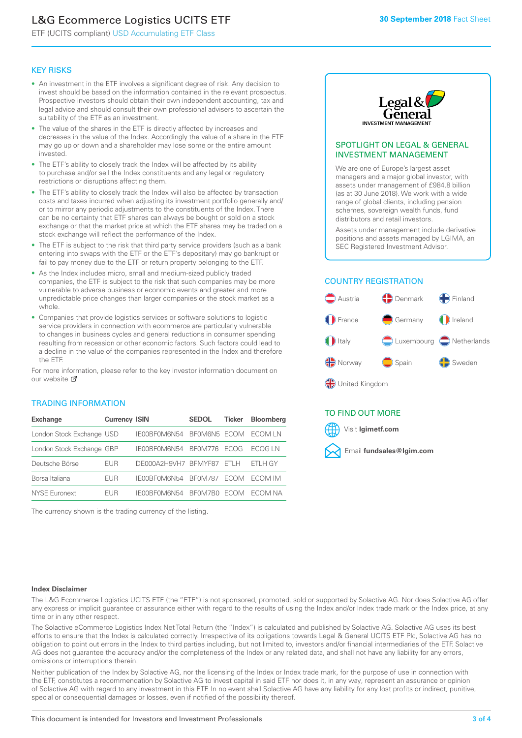# L&G Ecommerce Logistics UCITS ETF

ETF (UCITS compliant) USD Accumulating ETF Class

**30 September 2018** Fact Sheet

## KEY RISKS

- An investment in the ETF involves a significant degree of risk. Any decision to invest should be based on the information contained in the relevant prospectus. Prospective investors should obtain their own independent accounting, tax and legal advice and should consult their own professional advisers to ascertain the suitability of the ETF as an investment.
- The value of the shares in the ETF is directly affected by increases and decreases in the value of the Index. Accordingly the value of a share in the ETF may go up or down and a shareholder may lose some or the entire amount invested.
- The ETF's ability to closely track the Index will be affected by its ability to purchase and/or sell the Index constituents and any legal or regulatory restrictions or disruptions affecting them.
- The ETF's ability to closely track the Index will also be affected by transaction costs and taxes incurred when adjusting its investment portfolio generally and/or to mirror any periodic adjustments to the constituents of the Index. There can be no certainty that ETF shares can always be bought or sold on a stock exchange or that the market price at which the ETF shares may be traded on a stock exchange will reflect the performance of the Index.
- The ETF is subject to the risk that third party service providers (such as a bank entering into swaps with the ETF or the ETF's depositary) may go bankrupt or fail to pay money due to the ETF or return property belonging to the ETF.
- As the Index includes micro, small and medium-sized publicly traded companies, the ETF is subject to the risk that such companies may be more vulnerable to adverse business or economic events and greater and more unpredictable price changes than larger companies or the stock market as a whole.
- Companies that provide logistics services or software solutions to logistic service providers in connection with ecommerce are particularly vulnerable to changes in business cycles and general reductions in consumer spending resulting from recession or other economic factors. Such factors could lead to a decline in the value of the companies represented in the Index and therefore the ETF.

For more information, please refer to the key investor information document on our website

## TRADING INFORMATION

| Exchange | Currency | ISIN | SEDOL | Ticker | Bloomberg |
|---|---|---|---|---|---|
| London Stock Exchange | USD | IE00BF0M6N54 | BF0M6N5 | ECOM | ECOM LN |
| London Stock Exchange | GBP | IE00BF0M6N54 | BF0M776 | ECOG | ECOG LN |
| Deutsche Börse | EUR | DE000A2H9VH7 | BFMYF87 | ETLH | ETLH GY |
| Borsa Italiana | EUR | IE00BF0M6N54 | BF0M787 | ECOM | ECOM IM |
| NYSE Euronext | EUR | IE00BF0M6N54 | BF0M7B0 | ECOM | ECOM NA |

The currency shown is the trading currency of the listing.

## SPOTLIGHT ON LEGAL & GENERAL INVESTMENT MANAGEMENT

We are one of Europe's largest asset managers and a major global investor, with assets under management of £984.8 billion (as at 30 June 2018). We work with a wide range of global clients, including pension schemes, sovereign wealth funds, fund distributors and retail investors.

Assets under management include derivative positions and assets managed by LGIMA, an SEC Registered Investment Advisor.

## COUNTRY REGISTRATION

Austria, Denmark, Finland, France, Germany, Ireland, Italy, Luxembourg, Netherlands, Norway, Spain, Sweden, United Kingdom

## TO FIND OUT MORE

Visit **lgimetf.com**

Email **fundsales@lgim.com**

**Index Disclaimer**

The L&G Ecommerce Logistics UCITS ETF (the "ETF") is not sponsored, promoted, sold or supported by Solactive AG. Nor does Solactive AG offer any express or implicit guarantee or assurance either with regard to the results of using the Index and/or Index trade mark or the Index price, at any time or in any other respect.

The Solactive eCommerce Logistics Index Net Total Return (the "Index") is calculated and published by Solactive AG. Solactive AG uses its best efforts to ensure that the Index is calculated correctly. Irrespective of its obligations towards Legal & General UCITS ETF Plc, Solactive AG has no obligation to point out errors in the Index to third parties including, but not limited to, investors and/or financial intermediaries of the ETF. Solactive AG does not guarantee the accuracy and/or the completeness of the Index or any related data, and shall not have any liability for any errors, omissions or interruptions therein.

Neither publication of the Index by Solactive AG, nor the licensing of the Index or Index trade mark, for the purpose of use in connection with the ETF, constitutes a recommendation by Solactive AG to invest capital in said ETF nor does it, in any way, represent an assurance or opinion of Solactive AG with regard to any investment in this ETF. In no event shall Solactive AG have any liability for any lost profits or indirect, punitive, special or consequential damages or losses, even if notified of the possibility thereof.

This document is intended for Investors and Investment Professionals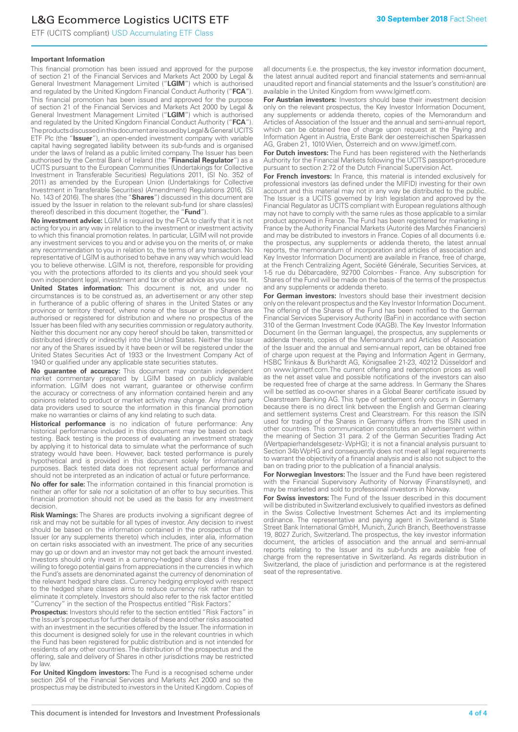# L&G Ecommerce Logistics UCITS ETF

ETF (UCITS compliant) USD Accumulating ETF Class

**30 September 2018** Fact Sheet

### Important Information

This financial promotion has been issued and approved for the purpose of section 21 of the Financial Services and Markets Act 2000 by Legal & General Investment Management Limited ("**LGIM**") which is authorised and regulated by the United Kingdom Financial Conduct Authority ("**FCA**"). This financial promotion has been issued and approved for the purpose of section 21 of the Financial Services and Markets Act 2000 by Legal & General Investment Management Limited ("**LGIM**") which is authorised and regulated by the United Kingdom Financial Conduct Authority ("**FCA**"). The products discussed in this document are issued by Legal & General UCITS ETF Plc (the "**Issuer**"), an open-ended investment company with variable capital having segregated liability between its sub-funds and is organised under the laws of Ireland as a public limited company. The Issuer has been authorised by the Central Bank of Ireland (the "**Financial Regulator**") as a UCITS pursuant to the European Communities (Undertakings for Collective Investment in Transferable Securities) Regulations 2011, (SI No. 352 of 2011) as amended by the European Union (Undertakings for Collective Investment in Transferable Securities) (Amendment) Regulations 2016, (SI No. 143 of 2016). The shares (the "**Shares**") discussed in this document are issued by the Issuer in relation to the relevant sub-fund (or share class(es) thereof) described in this document (together, the "**Fund**").

**No investment advice:** LGIM is required by the FCA to clarify that it is not acting for you in any way in relation to the investment or investment activity to which this financial promotion relates. In particular, LGIM will not provide any investment services to you and or advise you on the merits of, or make any recommendation to you in relation to, the terms of any transaction. No representative of LGIM is authorised to behave in any way which would lead you to believe otherwise. LGIM is not, therefore, responsible for providing you with the protections afforded to its clients and you should seek your own independent legal, investment and tax or other advice as you see fit.

**United States information:** This document is not, and under no circumstances is to be construed as, an advertisement or any other step in furtherance of a public offering of shares in the United States or any province or territory thereof, where none of the Issuer or the Shares are authorised or registered for distribution and where no prospectus of the Issuer has been filed with any securities commission or regulatory authority. Neither this document nor any copy hereof should be taken, transmitted or distributed (directly or indirectly) into the United States. Neither the Issuer nor any of the Shares issued by it have been or will be registered under the United States Securities Act of 1933 or the Investment Company Act of 1940 or qualified under any applicable state securities statutes.

**No guarantee of accuracy:** This document may contain independent market commentary prepared by LGIM based on publicly available information. LGIM does not warrant, guarantee or otherwise confirm the accuracy or correctness of any information contained herein and any opinions related to product or market activity may change. Any third party data providers used to source the information in this financial promotion make no warranties or claims of any kind relating to such data.

**Historical performance** is no indication of future performance: Any historical performance included in this document may be based on back testing. Back testing is the process of evaluating an investment strategy by applying it to historical data to simulate what the performance of such strategy would have been. However, back tested performance is purely hypothetical and is provided in this document solely for informational purposes. Back tested data does not represent actual performance and should not be interpreted as an indication of actual or future performance.

**No offer for sale:** The information contained in this financial promotion is neither an offer for sale nor a solicitation of an offer to buy securities. This financial promotion should not be used as the basis for any investment decision.

**Risk Warnings:** The Shares are products involving a significant degree of risk and may not be suitable for all types of investor. Any decision to invest should be based on the information contained in the prospectus of the Issuer (or any supplements thereto) which includes, inter alia, information on certain risks associated with an investment. The price of any securities may go up or down and an investor may not get back the amount invested. Investors should only invest in a currency-hedged share class if they are willing to forego potential gains from appreciations in the currencies in which the Fund's assets are denominated against the currency of denomination of the relevant hedged share class. Currency hedging employed with respect to the hedged share classes aims to reduce currency risk rather than to eliminate it completely. Investors should also refer to the risk factor entitled "Currency" in the section of the Prospectus entitled "Risk Factors".

**Prospectus:** Investors should refer to the section entitled "Risk Factors" in the Issuer's prospectus for further details of these and other risks associated with an investment in the securities offered by the Issuer. The information in this document is designed solely for use in the relevant countries in which the Fund has been registered for public distribution and is not intended for residents of any other countries. The distribution of the prospectus and the offering, sale and delivery of Shares in other jurisdictions may be restricted by law.

**For United Kingdom investors:** The Fund is a recognised scheme under section 264 of the Financial Services and Markets Act 2000 and so the prospectus may be distributed to investors in the United Kingdom. Copies of all documents (i.e. the prospectus, the key investor information document, the latest annual audited report and financial statements and semi-annual unaudited report and financial statements and the Issuer's constitution) are available in the United Kingdom from www.lgimetf.com.

**For Austrian investors:** Investors should base their investment decision only on the relevant prospectus, the Key Investor Information Document, any supplements or addenda thereto, copies of the Memorandum and Articles of Association of the Issuer and the annual and semi-annual report, which can be obtained free of charge upon request at the Paying and Information Agent in Austria, Erste Bank der oesterreichischen Sparkassen AG, Graben 21, 1010 Wien, Österreich and on www.lgimetf.com.

**For Dutch investors:** The Fund has been registered with the Netherlands Authority for the Financial Markets following the UCITS passport-procedure pursuant to section 2:72 of the Dutch Financial Supervision Act.

**For French investors:** In France, this material is intended exclusively for professional investors (as defined under the MIFID) investing for their own account and this material may not in any way be distributed to the public. The Issuer is a UCITS governed by Irish legislation and approved by the Financial Regulator as UCITS compliant with European regulations although may not have to comply with the same rules as those applicable to a similar product approved in France. The Fund has been registered for marketing in France by the Authority Financial Markets (Autorité des Marchés Financiers) and may be distributed to investors in France. Copies of all documents (i.e. the prospectus, any supplements or addenda thereto, the latest annual reports, the memorandum of incorporation and articles of association and Key Investor Information Document) are available in France, free of charge, at the French Centralizing Agent, Société Générale, Securities Services, at 1-5 rue du Débarcadère, 92700 Colombes - France. Any subscription for Shares of the Fund will be made on the basis of the terms of the prospectus and any supplements or addenda thereto.

**For German investors:** Investors should base their investment decision only on the relevant prospectus and the Key Investor Information Document. The offering of the Shares of the Fund has been notified to the German Financial Services Supervisory Authority (BaFin) in accordance with section 310 of the German Investment Code (KAGB). The Key Investor Information Document (in the German language), the prospectus, any supplements or addenda thereto, copies of the Memorandum and Articles of Association of the Issuer and the annual and semi-annual report, can be obtained free of charge upon request at the Paying and Information Agent in Germany, HSBC Trinkaus & Burkhardt AG, Königsallee 21-23, 40212 Düsseldorf and on www.lgimetf.com.The current offering and redemption prices as well as the net asset value and possible notifications of the investors can also be requested free of charge at the same address. In Germany the Shares will be settled as co-owner shares in a Global Bearer certificate issued by Clearstream Banking AG. This type of settlement only occurs in Germany because there is no direct link between the English and German clearing and settlement systems Crest and Clearstream. For this reason the ISIN used for trading of the Shares in Germany differs from the ISIN used in other countries. This communication constitutes an advertisement within the meaning of Section 31 para. 2 of the German Securities Trading Act (Wertpapierhandelsgesetz - WpHG); it is not a financial analysis pursuant to Section 34b WpHG and consequently does not meet all legal requirements to warrant the objectivity of a financial analysis and is also not subject to the ban on trading prior to the publication of a financial analysis.

**For Norwegian Investors:** The Issuer and the Fund have been registered with the Financial Supervisory Authority of Norway (Finanstilsynet), and may be marketed and sold to professional investors in Norway.

**For Swiss investors:** The Fund of the Issuer described in this document will be distributed in Switzerland exclusively to qualified investors as defined in the Swiss Collective Investment Schemes Act and its implementing ordinance. The representative and paying agent in Switzerland is State Street Bank International GmbH, Munich, Zurich Branch, Beethovenstrasse 19, 8027 Zurich, Switzerland. The prospectus, the key investor information document, the articles of association and the annual and semi-annual reports relating to the Issuer and its sub-funds are available free of charge from the representative in Switzerland. As regards distribution in Switzerland, the place of jurisdiction and performance is at the registered seat of the representative.

This document is intended for Investors and Investment Professionals